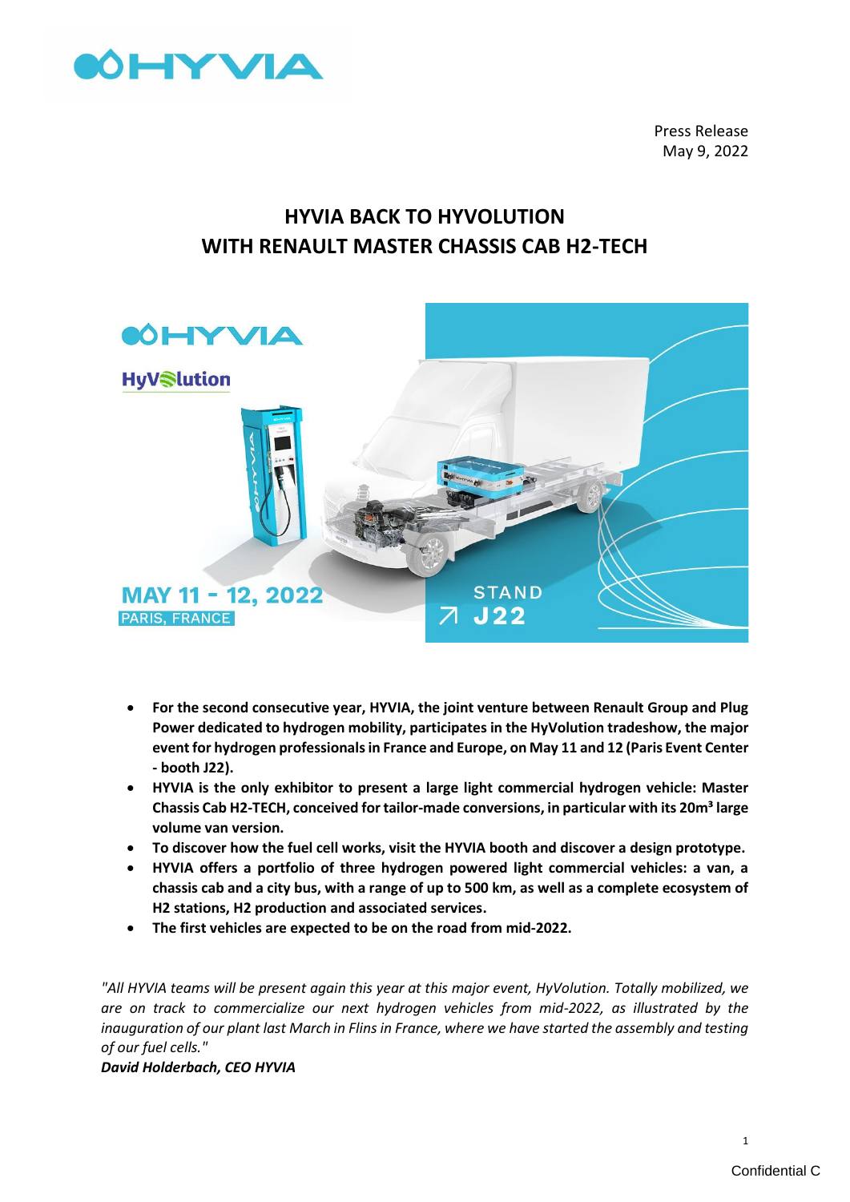Press Release
May 9, 2022

# HYVIA BACK TO HYVOLUTION
# WITH RENAULT MASTER CHASSIS CAB H2-TECH

- **For the second consecutive year, HYVIA, the joint venture between Renault Group and Plug Power dedicated to hydrogen mobility, participates in the HyVolution tradeshow, the major event for hydrogen professionals in France and Europe, on May 11 and 12 (Paris Event Center - booth J22).**
- **HYVIA is the only exhibitor to present a large light commercial hydrogen vehicle: Master Chassis Cab H2-TECH, conceived for tailor-made conversions, in particular with its 20m³ large volume van version.**
- **To discover how the fuel cell works, visit the HYVIA booth and discover a design prototype.**
- **HYVIA offers a portfolio of three hydrogen powered light commercial vehicles: a van, a chassis cab and a city bus, with a range of up to 500 km, as well as a complete ecosystem of H2 stations, H2 production and associated services.**
- **The first vehicles are expected to be on the road from mid-2022.**

*"All HYVIA teams will be present again this year at this major event, HyVolution. Totally mobilized, we are on track to commercialize our next hydrogen vehicles from mid-2022, as illustrated by the inauguration of our plant last March in Flins in France, where we have started the assembly and testing of our fuel cells."*
***David Holderbach, CEO HYVIA***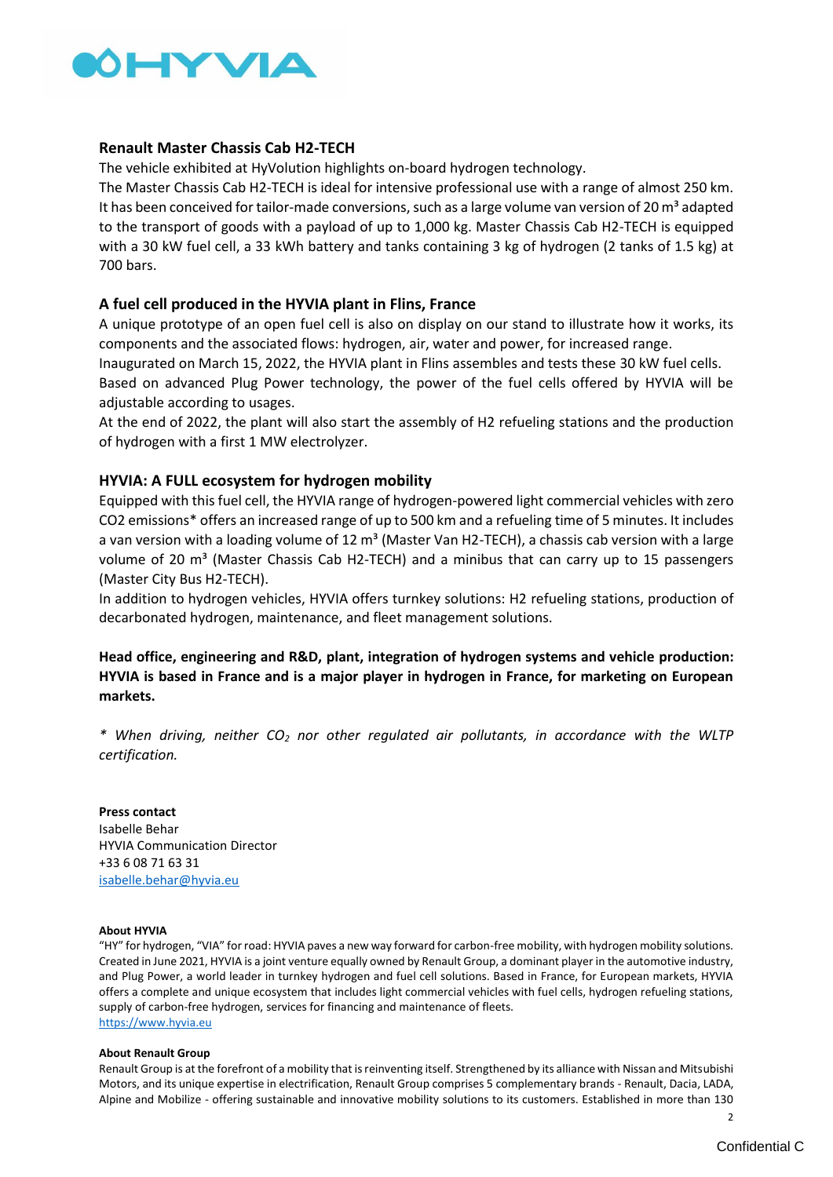## Renault Master Chassis Cab H2-TECH

The vehicle exhibited at HyVolution highlights on-board hydrogen technology.

The Master Chassis Cab H2-TECH is ideal for intensive professional use with a range of almost 250 km. It has been conceived for tailor-made conversions, such as a large volume van version of 20 m³ adapted to the transport of goods with a payload of up to 1,000 kg. Master Chassis Cab H2-TECH is equipped with a 30 kW fuel cell, a 33 kWh battery and tanks containing 3 kg of hydrogen (2 tanks of 1.5 kg) at 700 bars.

## A fuel cell produced in the HYVIA plant in Flins, France

A unique prototype of an open fuel cell is also on display on our stand to illustrate how it works, its components and the associated flows: hydrogen, air, water and power, for increased range.

Inaugurated on March 15, 2022, the HYVIA plant in Flins assembles and tests these 30 kW fuel cells.

Based on advanced Plug Power technology, the power of the fuel cells offered by HYVIA will be adjustable according to usages.

At the end of 2022, the plant will also start the assembly of H2 refueling stations and the production of hydrogen with a first 1 MW electrolyzer.

## HYVIA: A FULL ecosystem for hydrogen mobility

Equipped with this fuel cell, the HYVIA range of hydrogen-powered light commercial vehicles with zero CO2 emissions* offers an increased range of up to 500 km and a refueling time of 5 minutes. It includes a van version with a loading volume of 12 m³ (Master Van H2-TECH), a chassis cab version with a large volume of 20 m³ (Master Chassis Cab H2-TECH) and a minibus that can carry up to 15 passengers (Master City Bus H2-TECH).

In addition to hydrogen vehicles, HYVIA offers turnkey solutions: H2 refueling stations, production of decarbonated hydrogen, maintenance, and fleet management solutions.

**Head office, engineering and R&D, plant, integration of hydrogen systems and vehicle production: HYVIA is based in France and is a major player in hydrogen in France, for marketing on European markets.**

*\* When driving, neither $CO_2$ nor other regulated air pollutants, in accordance with the WLTP certification.*

**Press contact**
Isabelle Behar
HYVIA Communication Director
+33 6 08 71 63 31
isabelle.behar@hyvia.eu

**About HYVIA**

"HY" for hydrogen, "VIA" for road: HYVIA paves a new way forward for carbon-free mobility, with hydrogen mobility solutions. Created in June 2021, HYVIA is a joint venture equally owned by Renault Group, a dominant player in the automotive industry, and Plug Power, a world leader in turnkey hydrogen and fuel cell solutions. Based in France, for European markets, HYVIA offers a complete and unique ecosystem that includes light commercial vehicles with fuel cells, hydrogen refueling stations, supply of carbon-free hydrogen, services for financing and maintenance of fleets.
https://www.hyvia.eu

**About Renault Group**

Renault Group is at the forefront of a mobility that is reinventing itself. Strengthened by its alliance with Nissan and Mitsubishi Motors, and its unique expertise in electrification, Renault Group comprises 5 complementary brands - Renault, Dacia, LADA, Alpine and Mobilize - offering sustainable and innovative mobility solutions to its customers. Established in more than 130

Confidential C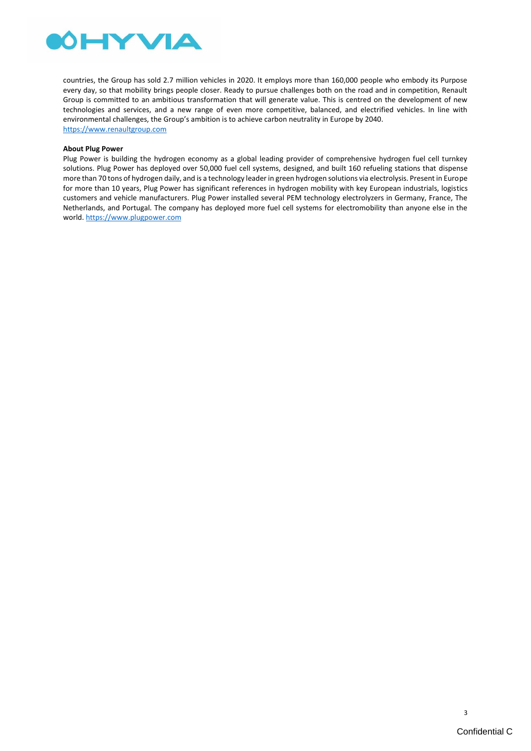countries, the Group has sold 2.7 million vehicles in 2020. It employs more than 160,000 people who embody its Purpose every day, so that mobility brings people closer. Ready to pursue challenges both on the road and in competition, Renault Group is committed to an ambitious transformation that will generate value. This is centred on the development of new technologies and services, and a new range of even more competitive, balanced, and electrified vehicles. In line with environmental challenges, the Group's ambition is to achieve carbon neutrality in Europe by 2040.
https://www.renaultgroup.com

**About Plug Power**

Plug Power is building the hydrogen economy as a global leading provider of comprehensive hydrogen fuel cell turnkey solutions. Plug Power has deployed over 50,000 fuel cell systems, designed, and built 160 refueling stations that dispense more than 70 tons of hydrogen daily, and is a technology leader in green hydrogen solutions via electrolysis. Present in Europe for more than 10 years, Plug Power has significant references in hydrogen mobility with key European industrials, logistics customers and vehicle manufacturers. Plug Power installed several PEM technology electrolyzers in Germany, France, The Netherlands, and Portugal. The company has deployed more fuel cell systems for electromobility than anyone else in the world. https://www.plugpower.com